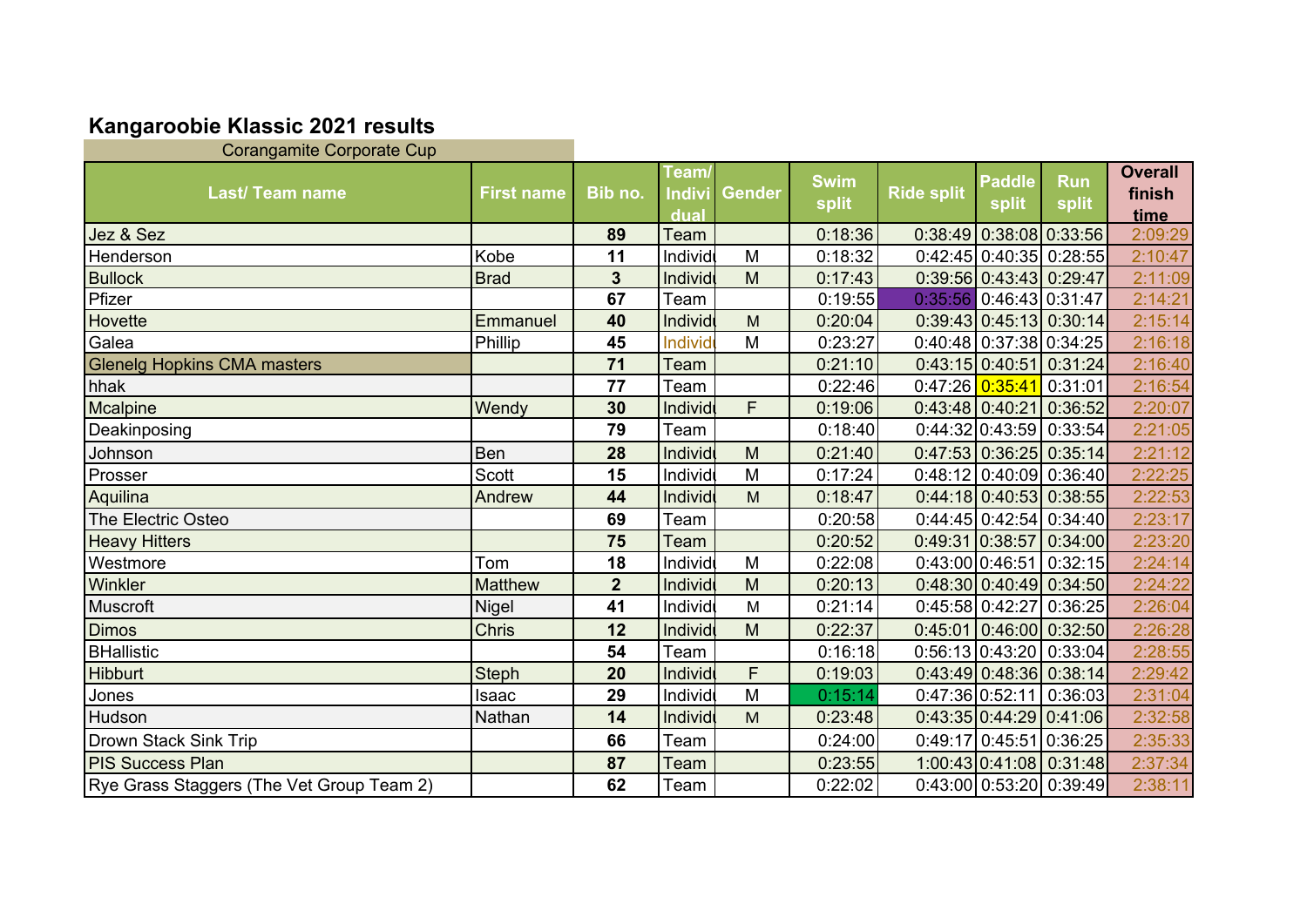# Kangaroobie Klassic 2021 results

Corangamite Corporate Cup

| Last/ Team name | First name | Bib no. | Team/ Individual | Gender | Swim split | Ride split | Paddle split | Run split | Overall finish time |
|---|---|---|---|---|---|---|---|---|---|
| Jez & Sez | | 89 | Team | | 0:18:36 | 0:38:49 | 0:38:08 | 0:33:56 | 2:09:29 |
| Henderson | Kobe | 11 | Individual | M | 0:18:32 | 0:42:45 | 0:40:35 | 0:28:55 | 2:10:47 |
| Bullock | Brad | 3 | Individual | M | 0:17:43 | 0:39:56 | 0:43:43 | 0:29:47 | 2:11:09 |
| Pfizer | | 67 | Team | | 0:19:55 | 0:35:56 | 0:46:43 | 0:31:47 | 2:14:21 |
| Hovette | Emmanuel | 40 | Individual | M | 0:20:04 | 0:39:43 | 0:45:13 | 0:30:14 | 2:15:14 |
| Galea | Phillip | 45 | Individual | M | 0:23:27 | 0:40:48 | 0:37:38 | 0:34:25 | 2:16:18 |
| Glenelg Hopkins CMA masters | | 71 | Team | | 0:21:10 | 0:43:15 | 0:40:51 | 0:31:24 | 2:16:40 |
| hhak | | 77 | Team | | 0:22:46 | 0:47:26 | 0:35:41 | 0:31:01 | 2:16:54 |
| Mcalpine | Wendy | 30 | Individual | F | 0:19:06 | 0:43:48 | 0:40:21 | 0:36:52 | 2:20:07 |
| Deakinposing | | 79 | Team | | 0:18:40 | 0:44:32 | 0:43:59 | 0:33:54 | 2:21:05 |
| Johnson | Ben | 28 | Individual | M | 0:21:40 | 0:47:53 | 0:36:25 | 0:35:14 | 2:21:12 |
| Prosser | Scott | 15 | Individual | M | 0:17:24 | 0:48:12 | 0:40:09 | 0:36:40 | 2:22:25 |
| Aquilina | Andrew | 44 | Individual | M | 0:18:47 | 0:44:18 | 0:40:53 | 0:38:55 | 2:22:53 |
| The Electric Osteo | | 69 | Team | | 0:20:58 | 0:44:45 | 0:42:54 | 0:34:40 | 2:23:17 |
| Heavy Hitters | | 75 | Team | | 0:20:52 | 0:49:31 | 0:38:57 | 0:34:00 | 2:23:20 |
| Westmore | Tom | 18 | Individual | M | 0:22:08 | 0:43:00 | 0:46:51 | 0:32:15 | 2:24:14 |
| Winkler | Matthew | 2 | Individual | M | 0:20:13 | 0:48:30 | 0:40:49 | 0:34:50 | 2:24:22 |
| Muscroft | Nigel | 41 | Individual | M | 0:21:14 | 0:45:58 | 0:42:27 | 0:36:25 | 2:26:04 |
| Dimos | Chris | 12 | Individual | M | 0:22:37 | 0:45:01 | 0:46:00 | 0:32:50 | 2:26:28 |
| BHallistic | | 54 | Team | | 0:16:18 | 0:56:13 | 0:43:20 | 0:33:04 | 2:28:55 |
| Hibburt | Steph | 20 | Individual | F | 0:19:03 | 0:43:49 | 0:48:36 | 0:38:14 | 2:29:42 |
| Jones | Isaac | 29 | Individual | M | 0:15:14 | 0:47:36 | 0:52:11 | 0:36:03 | 2:31:04 |
| Hudson | Nathan | 14 | Individual | M | 0:23:48 | 0:43:35 | 0:44:29 | 0:41:06 | 2:32:58 |
| Drown Stack Sink Trip | | 66 | Team | | 0:24:00 | 0:49:17 | 0:45:51 | 0:36:25 | 2:35:33 |
| PIS Success Plan | | 87 | Team | | 0:23:55 | 1:00:43 | 0:41:08 | 0:31:48 | 2:37:34 |
| Rye Grass Staggers (The Vet Group Team 2) | | 62 | Team | | 0:22:02 | 0:43:00 | 0:53:20 | 0:39:49 | 2:38:11 |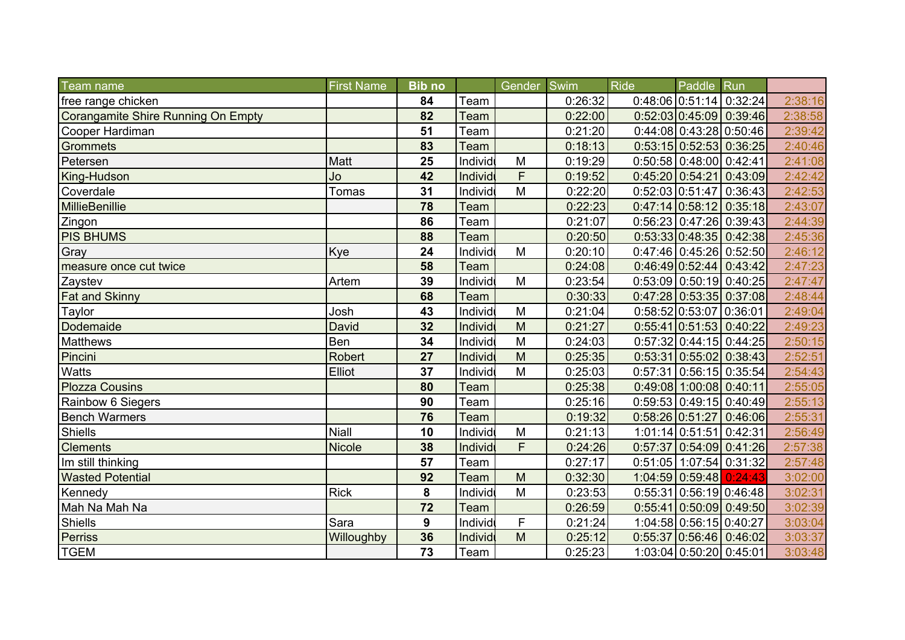| Team name | First Name | Bib no | | Gender | Swim | Ride | Paddle | Run | |
|---|---|---|---|---|---|---|---|---|---|
| free range chicken | | **84** | Team | | 0:26:32 | 0:48:06 | 0:51:14 | 0:32:24 | 2:38:16 |
| Corangamite Shire Running On Empty | | **82** | Team | | 0:22:00 | 0:52:03 | 0:45:09 | 0:39:46 | 2:38:58 |
| Cooper Hardiman | | **51** | Team | | 0:21:20 | 0:44:08 | 0:43:28 | 0:50:46 | 2:39:42 |
| Grommets | | **83** | Team | | 0:18:13 | 0:53:15 | 0:52:53 | 0:36:25 | 2:40:46 |
| Petersen | Matt | **25** | Individu | M | 0:19:29 | 0:50:58 | 0:48:00 | 0:42:41 | 2:41:08 |
| King-Hudson | Jo | **42** | Individu | F | 0:19:52 | 0:45:20 | 0:54:21 | 0:43:09 | 2:42:42 |
| Coverdale | Tomas | **31** | Individu | M | 0:22:20 | 0:52:03 | 0:51:47 | 0:36:43 | 2:42:53 |
| MillieBenillie | | **78** | Team | | 0:22:23 | 0:47:14 | 0:58:12 | 0:35:18 | 2:43:07 |
| Zingon | | **86** | Team | | 0:21:07 | 0:56:23 | 0:47:26 | 0:39:43 | 2:44:39 |
| PIS BHUMS | | **88** | Team | | 0:20:50 | 0:53:33 | 0:48:35 | 0:42:38 | 2:45:36 |
| Gray | Kye | **24** | Individu | M | 0:20:10 | 0:47:46 | 0:45:26 | 0:52:50 | 2:46:12 |
| measure once cut twice | | **58** | Team | | 0:24:08 | 0:46:49 | 0:52:44 | 0:43:42 | 2:47:23 |
| Zaystev | Artem | **39** | Individu | M | 0:23:54 | 0:53:09 | 0:50:19 | 0:40:25 | 2:47:47 |
| Fat and Skinny | | **68** | Team | | 0:30:33 | 0:47:28 | 0:53:35 | 0:37:08 | 2:48:44 |
| Taylor | Josh | **43** | Individu | M | 0:21:04 | 0:58:52 | 0:53:07 | 0:36:01 | 2:49:04 |
| Dodemaide | David | **32** | Individu | M | 0:21:27 | 0:55:41 | 0:51:53 | 0:40:22 | 2:49:23 |
| Matthews | Ben | **34** | Individu | M | 0:24:03 | 0:57:32 | 0:44:15 | 0:44:25 | 2:50:15 |
| Pincini | Robert | **27** | Individu | M | 0:25:35 | 0:53:31 | 0:55:02 | 0:38:43 | 2:52:51 |
| Watts | Elliot | **37** | Individu | M | 0:25:03 | 0:57:31 | 0:56:15 | 0:35:54 | 2:54:43 |
| Plozza Cousins | | **80** | Team | | 0:25:38 | 0:49:08 | 1:00:08 | 0:40:11 | 2:55:05 |
| Rainbow 6 Siegers | | **90** | Team | | 0:25:16 | 0:59:53 | 0:49:15 | 0:40:49 | 2:55:13 |
| Bench Warmers | | **76** | Team | | 0:19:32 | 0:58:26 | 0:51:27 | 0:46:06 | 2:55:31 |
| Shiells | Niall | **10** | Individu | M | 0:21:13 | 1:01:14 | 0:51:51 | 0:42:31 | 2:56:49 |
| Clements | Nicole | **38** | Individu | F | 0:24:26 | 0:57:37 | 0:54:09 | 0:41:26 | 2:57:38 |
| Im still thinking | | **57** | Team | | 0:27:17 | 0:51:05 | 1:07:54 | 0:31:32 | 2:57:48 |
| Wasted Potential | | **92** | Team | M | 0:32:30 | 1:04:59 | 0:59:48 | 0:24:43 | 3:02:00 |
| Kennedy | Rick | **8** | Individu | M | 0:23:53 | 0:55:31 | 0:56:19 | 0:46:48 | 3:02:31 |
| Mah Na Mah Na | | **72** | Team | | 0:26:59 | 0:55:41 | 0:50:09 | 0:49:50 | 3:02:39 |
| Shiells | Sara | **9** | Individu | F | 0:21:24 | 1:04:58 | 0:56:15 | 0:40:27 | 3:03:04 |
| Perriss | Willoughby | **36** | Individu | M | 0:25:12 | 0:55:37 | 0:56:46 | 0:46:02 | 3:03:37 |
| TGEM | | **73** | Team | | 0:25:23 | 1:03:04 | 0:50:20 | 0:45:01 | 3:03:48 |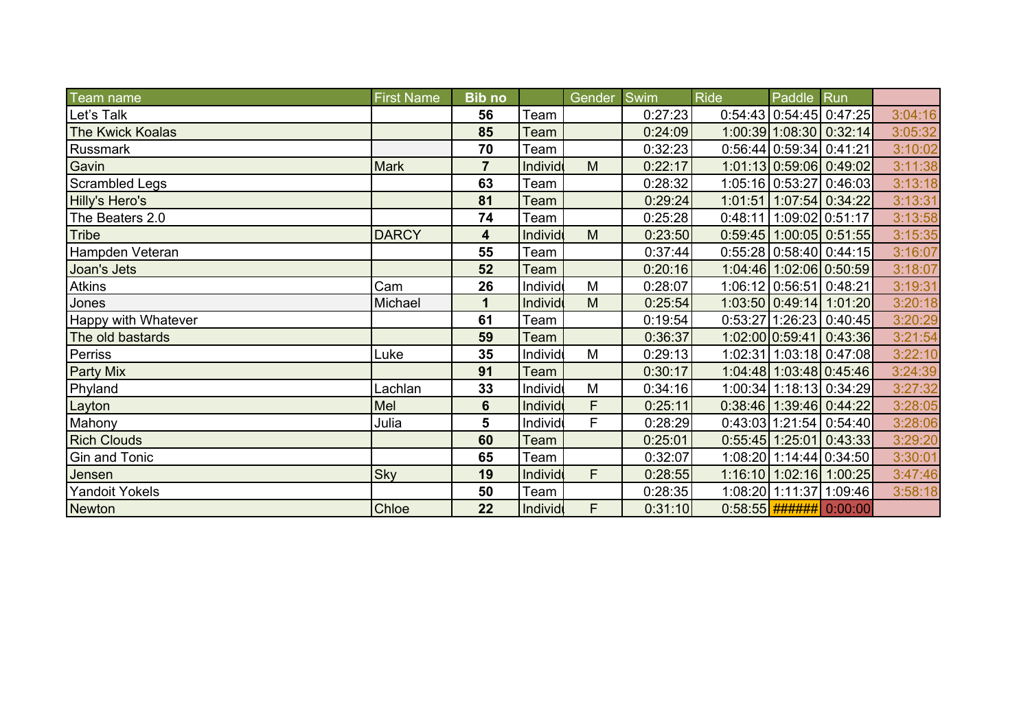| Team name | First Name | Bib no | | Gender | Swim | Ride | Paddle | Run | |
|---|---|---|---|---|---|---|---|---|---|
| Let's Talk | | **56** | Team | | 0:27:23 | 0:54:43 | 0:54:45 | 0:47:25 | 3:04:16 |
| The Kwick Koalas | | **85** | Team | | 0:24:09 | 1:00:39 | 1:08:30 | 0:32:14 | 3:05:32 |
| Russmark | | **70** | Team | | 0:32:23 | 0:56:44 | 0:59:34 | 0:41:21 | 3:10:02 |
| Gavin | Mark | **7** | Individu | M | 0:22:17 | 1:01:13 | 0:59:06 | 0:49:02 | 3:11:38 |
| Scrambled Legs | | **63** | Team | | 0:28:32 | 1:05:16 | 0:53:27 | 0:46:03 | 3:13:18 |
| Hilly's Hero's | | **81** | Team | | 0:29:24 | 1:01:51 | 1:07:54 | 0:34:22 | 3:13:31 |
| The Beaters 2.0 | | **74** | Team | | 0:25:28 | 0:48:11 | 1:09:02 | 0:51:17 | 3:13:58 |
| Tribe | DARCY | **4** | Individu | M | 0:23:50 | 0:59:45 | 1:00:05 | 0:51:55 | 3:15:35 |
| Hampden Veteran | | **55** | Team | | 0:37:44 | 0:55:28 | 0:58:40 | 0:44:15 | 3:16:07 |
| Joan's Jets | | **52** | Team | | 0:20:16 | 1:04:46 | 1:02:06 | 0:50:59 | 3:18:07 |
| Atkins | Cam | **26** | Individu | M | 0:28:07 | 1:06:12 | 0:56:51 | 0:48:21 | 3:19:31 |
| Jones | Michael | **1** | Individu | M | 0:25:54 | 1:03:50 | 0:49:14 | 1:01:20 | 3:20:18 |
| Happy with Whatever | | **61** | Team | | 0:19:54 | 0:53:27 | 1:26:23 | 0:40:45 | 3:20:29 |
| The old bastards | | **59** | Team | | 0:36:37 | 1:02:00 | 0:59:41 | 0:43:36 | 3:21:54 |
| Perriss | Luke | **35** | Individu | M | 0:29:13 | 1:02:31 | 1:03:18 | 0:47:08 | 3:22:10 |
| Party Mix | | **91** | Team | | 0:30:17 | 1:04:48 | 1:03:48 | 0:45:46 | 3:24:39 |
| Phyland | Lachlan | **33** | Individu | M | 0:34:16 | 1:00:34 | 1:18:13 | 0:34:29 | 3:27:32 |
| Layton | Mel | **6** | Individu | F | 0:25:11 | 0:38:46 | 1:39:46 | 0:44:22 | 3:28:05 |
| Mahony | Julia | **5** | Individu | F | 0:28:29 | 0:43:03 | 1:21:54 | 0:54:40 | 3:28:06 |
| Rich Clouds | | **60** | Team | | 0:25:01 | 0:55:45 | 1:25:01 | 0:43:33 | 3:29:20 |
| Gin and Tonic | | **65** | Team | | 0:32:07 | 1:08:20 | 1:14:44 | 0:34:50 | 3:30:01 |
| Jensen | Sky | **19** | Individu | F | 0:28:55 | 1:16:10 | 1:02:16 | 1:00:25 | 3:47:46 |
| Yandoit Yokels | | **50** | Team | | 0:28:35 | 1:08:20 | 1:11:37 | 1:09:46 | 3:58:18 |
| Newton | Chloe | **22** | Individu | F | 0:31:10 | 0:58:55 | ###### | 0:00:00 | |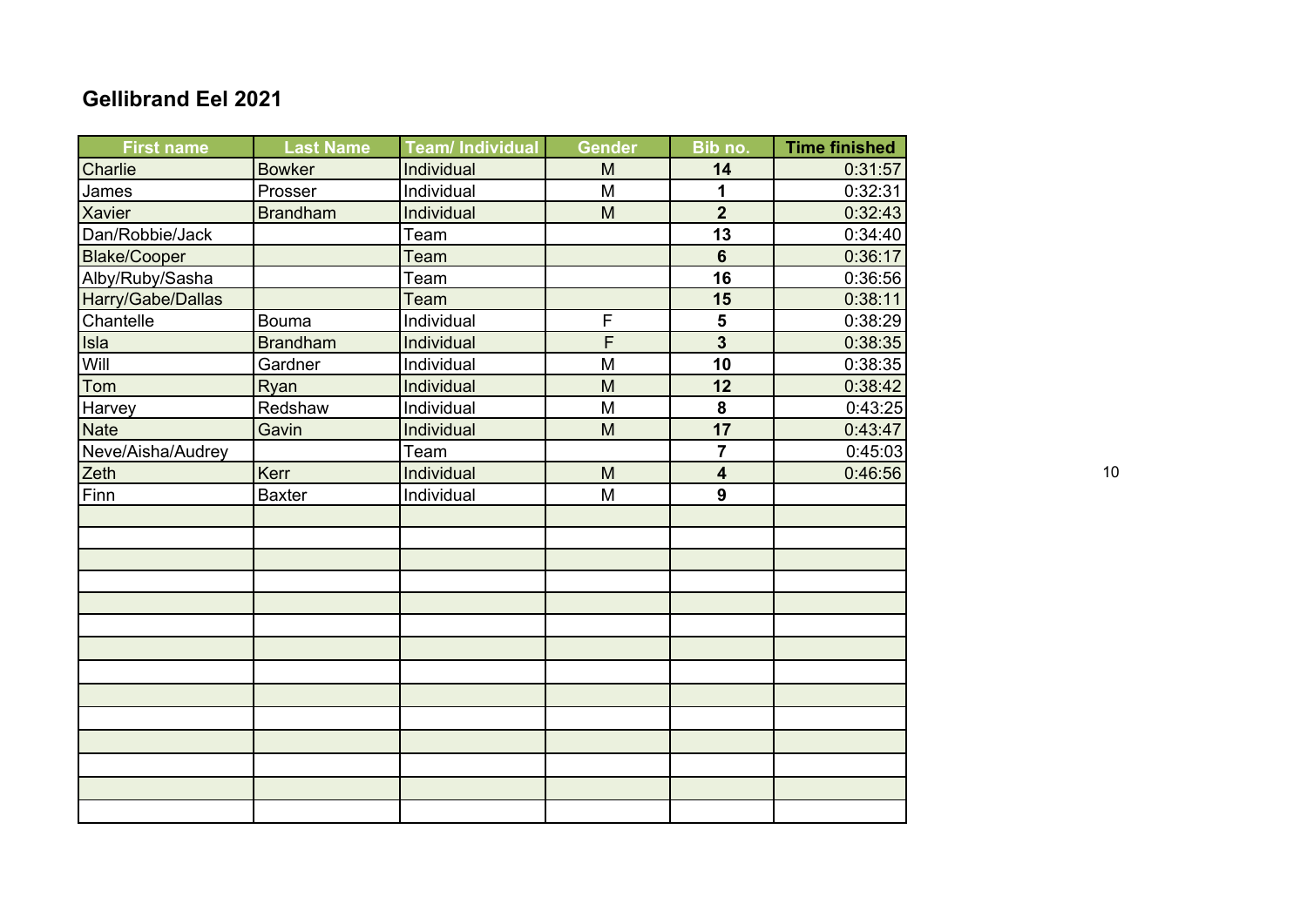## Gellibrand Eel 2021

| First name | Last Name | Team/ Individual | Gender | Bib no. | Time finished |
|---|---|---|---|---|---|
| Charlie | Bowker | Individual | M | **14** | 0:31:57 |
| James | Prosser | Individual | M | **1** | 0:32:31 |
| Xavier | Brandham | Individual | M | **2** | 0:32:43 |
| Dan/Robbie/Jack | | Team | | **13** | 0:34:40 |
| Blake/Cooper | | Team | | **6** | 0:36:17 |
| Alby/Ruby/Sasha | | Team | | **16** | 0:36:56 |
| Harry/Gabe/Dallas | | Team | | **15** | 0:38:11 |
| Chantelle | Bouma | Individual | F | **5** | 0:38:29 |
| Isla | Brandham | Individual | F | **3** | 0:38:35 |
| Will | Gardner | Individual | M | **10** | 0:38:35 |
| Tom | Ryan | Individual | M | **12** | 0:38:42 |
| Harvey | Redshaw | Individual | M | **8** | 0:43:25 |
| Nate | Gavin | Individual | M | **17** | 0:43:47 |
| Neve/Aisha/Audrey | | Team | | **7** | 0:45:03 |
| Zeth | Kerr | Individual | M | **4** | 0:46:56 |
| Finn | Baxter | Individual | M | **9** | |

10